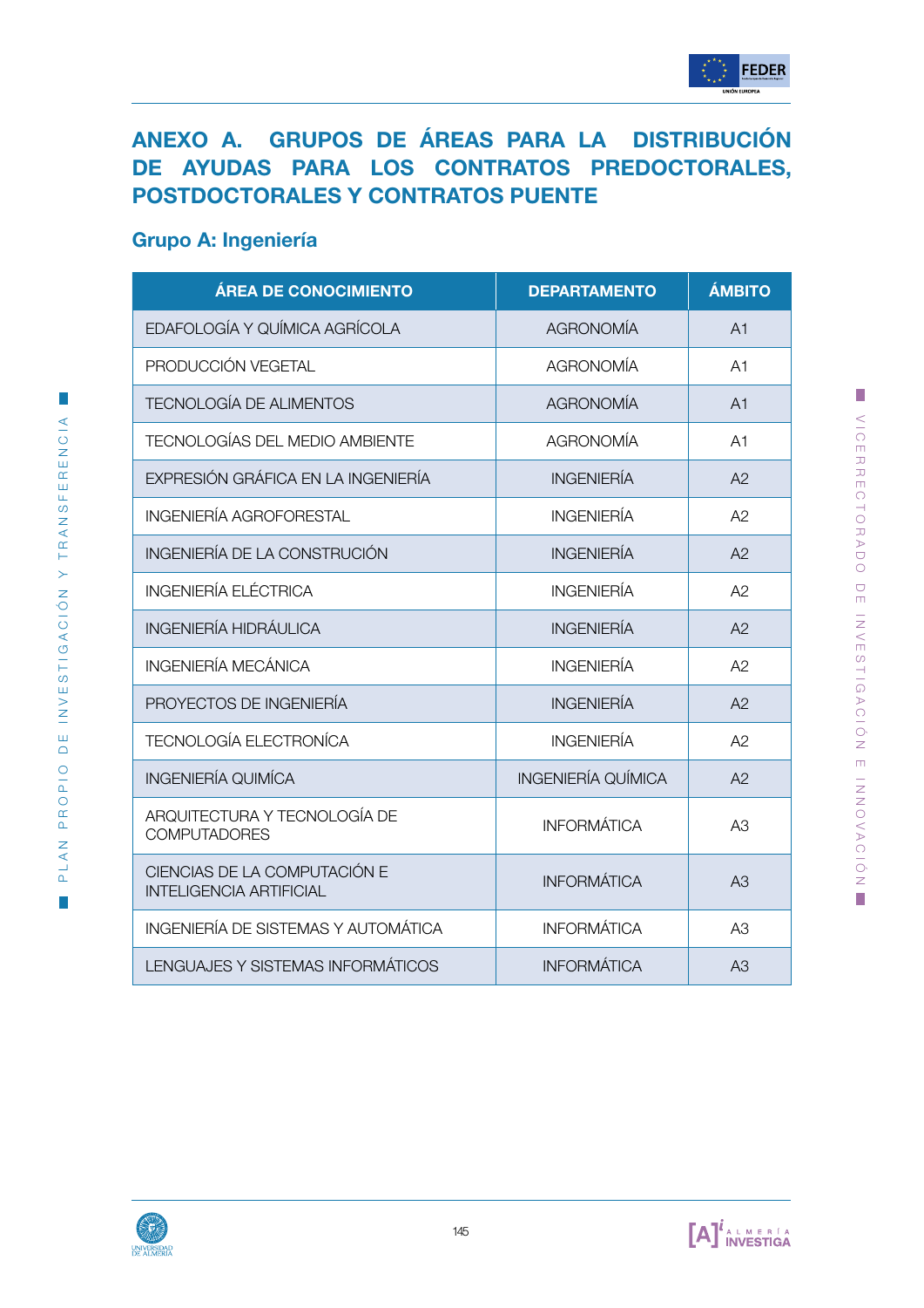# ANEXO A. GRUPOS DE ÁREAS PARA LA DISTRIBUCIÓN DE AYUDAS PARA LOS CONTRATOS PREDOCTORALES, POSTDOCTORALES Y CONTRATOS PUENTE

## Grupo A: Ingeniería

| ÁREA DE CONOCIMIENTO | DEPARTAMENTO | ÁMBITO |
|---|---|---|
| EDAFOLOGÍA Y QUÍMICA AGRÍCOLA | AGRONOMÍA | A1 |
| PRODUCCIÓN VEGETAL | AGRONOMÍA | A1 |
| TECNOLOGÍA DE ALIMENTOS | AGRONOMÍA | A1 |
| TECNOLOGÍAS DEL MEDIO AMBIENTE | AGRONOMÍA | A1 |
| EXPRESIÓN GRÁFICA EN LA INGENIERÍA | INGENIERÍA | A2 |
| INGENIERÍA AGROFORESTAL | INGENIERÍA | A2 |
| INGENIERÍA DE LA CONSTRUCIÓN | INGENIERÍA | A2 |
| INGENIERÍA ELÉCTRICA | INGENIERÍA | A2 |
| INGENIERÍA HIDRÁULICA | INGENIERÍA | A2 |
| INGENIERÍA MECÁNICA | INGENIERÍA | A2 |
| PROYECTOS DE INGENIERÍA | INGENIERÍA | A2 |
| TECNOLOGÍA ELECTRONÍCA | INGENIERÍA | A2 |
| INGENIERÍA QUIMÍCA | INGENIERÍA QUÍMICA | A2 |
| ARQUITECTURA Y TECNOLOGÍA DE COMPUTADORES | INFORMÁTICA | A3 |
| CIENCIAS DE LA COMPUTACIÓN E INTELIGENCIA ARTIFICIAL | INFORMÁTICA | A3 |
| INGENIERÍA DE SISTEMAS Y AUTOMÁTICA | INFORMÁTICA | A3 |
| LENGUAJES Y SISTEMAS INFORMÁTICOS | INFORMÁTICA | A3 |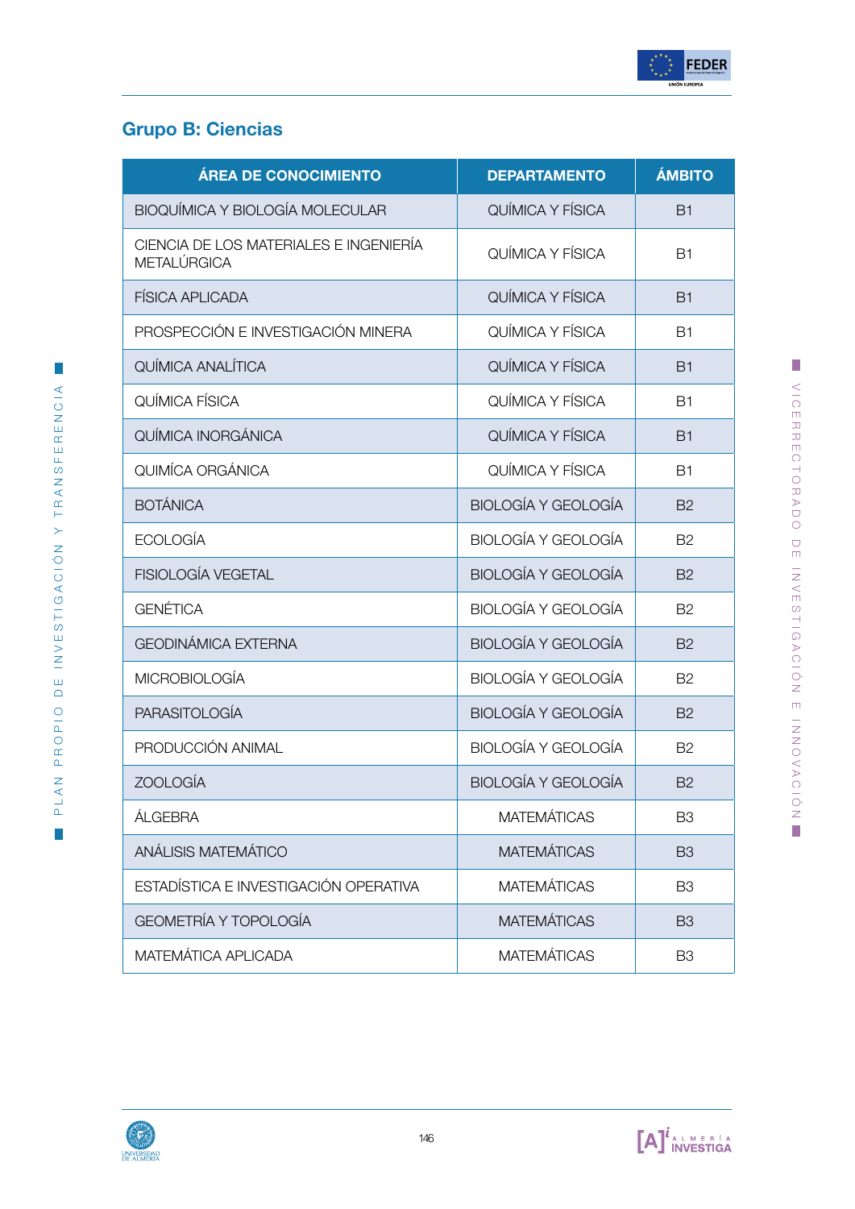## Grupo B: Ciencias

| ÁREA DE CONOCIMIENTO | DEPARTAMENTO | ÁMBITO |
|---|---|---|
| BIOQUÍMICA Y BIOLOGÍA MOLECULAR | QUÍMICA Y FÍSICA | B1 |
| CIENCIA DE LOS MATERIALES E INGENIERÍA METALÚRGICA | QUÍMICA Y FÍSICA | B1 |
| FÍSICA APLICADA | QUÍMICA Y FÍSICA | B1 |
| PROSPECCIÓN E INVESTIGACIÓN MINERA | QUÍMICA Y FÍSICA | B1 |
| QUÍMICA ANALÍTICA | QUÍMICA Y FÍSICA | B1 |
| QUÍMICA FÍSICA | QUÍMICA Y FÍSICA | B1 |
| QUÍMICA INORGÁNICA | QUÍMICA Y FÍSICA | B1 |
| QUIMÍCA ORGÁNICA | QUÍMICA Y FÍSICA | B1 |
| BOTÁNICA | BIOLOGÍA Y GEOLOGÍA | B2 |
| ECOLOGÍA | BIOLOGÍA Y GEOLOGÍA | B2 |
| FISIOLOGÍA VEGETAL | BIOLOGÍA Y GEOLOGÍA | B2 |
| GENÉTICA | BIOLOGÍA Y GEOLOGÍA | B2 |
| GEODINÁMICA EXTERNA | BIOLOGÍA Y GEOLOGÍA | B2 |
| MICROBIOLOGÍA | BIOLOGÍA Y GEOLOGÍA | B2 |
| PARASITOLOGÍA | BIOLOGÍA Y GEOLOGÍA | B2 |
| PRODUCCIÓN ANIMAL | BIOLOGÍA Y GEOLOGÍA | B2 |
| ZOOLOGÍA | BIOLOGÍA Y GEOLOGÍA | B2 |
| ÁLGEBRA | MATEMÁTICAS | B3 |
| ANÁLISIS MATEMÁTICO | MATEMÁTICAS | B3 |
| ESTADÍSTICA E INVESTIGACIÓN OPERATIVA | MATEMÁTICAS | B3 |
| GEOMETRÍA Y TOPOLOGÍA | MATEMÁTICAS | B3 |
| MATEMÁTICA APLICADA | MATEMÁTICAS | B3 |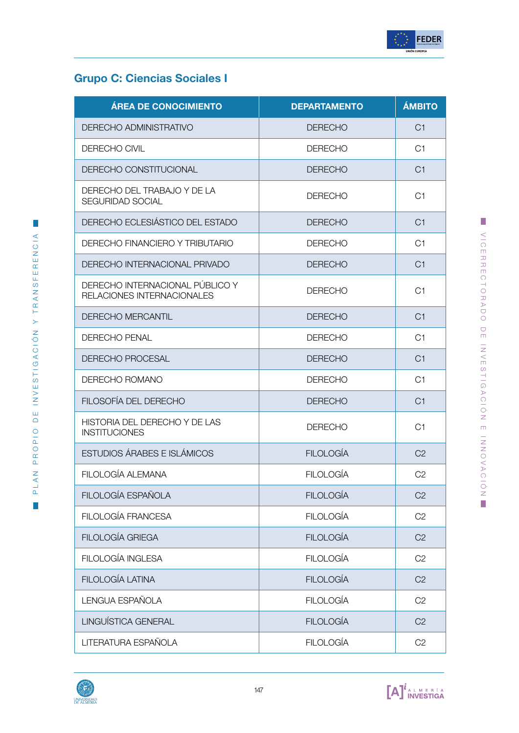## Grupo C: Ciencias Sociales I

| ÁREA DE CONOCIMIENTO | DEPARTAMENTO | ÁMBITO |
|---|---|---|
| DERECHO ADMINISTRATIVO | DERECHO | C1 |
| DERECHO CIVIL | DERECHO | C1 |
| DERECHO CONSTITUCIONAL | DERECHO | C1 |
| DERECHO DEL TRABAJO Y DE LA SEGURIDAD SOCIAL | DERECHO | C1 |
| DERECHO ECLESIÁSTICO DEL ESTADO | DERECHO | C1 |
| DERECHO FINANCIERO Y TRIBUTARIO | DERECHO | C1 |
| DERECHO INTERNACIONAL PRIVADO | DERECHO | C1 |
| DERECHO INTERNACIONAL PÚBLICO Y RELACIONES INTERNACIONALES | DERECHO | C1 |
| DERECHO MERCANTIL | DERECHO | C1 |
| DERECHO PENAL | DERECHO | C1 |
| DERECHO PROCESAL | DERECHO | C1 |
| DERECHO ROMANO | DERECHO | C1 |
| FILOSOFÍA DEL DERECHO | DERECHO | C1 |
| HISTORIA DEL DERECHO Y DE LAS INSTITUCIONES | DERECHO | C1 |
| ESTUDIOS ÁRABES E ISLÁMICOS | FILOLOGÍA | C2 |
| FILOLOGÍA ALEMANA | FILOLOGÍA | C2 |
| FILOLOGÍA ESPAÑOLA | FILOLOGÍA | C2 |
| FILOLOGÍA FRANCESA | FILOLOGÍA | C2 |
| FILOLOGÍA GRIEGA | FILOLOGÍA | C2 |
| FILOLOGÍA INGLESA | FILOLOGÍA | C2 |
| FILOLOGÍA LATINA | FILOLOGÍA | C2 |
| LENGUA ESPAÑOLA | FILOLOGÍA | C2 |
| LINGUÍSTICA GENERAL | FILOLOGÍA | C2 |
| LITERATURA ESPAÑOLA | FILOLOGÍA | C2 |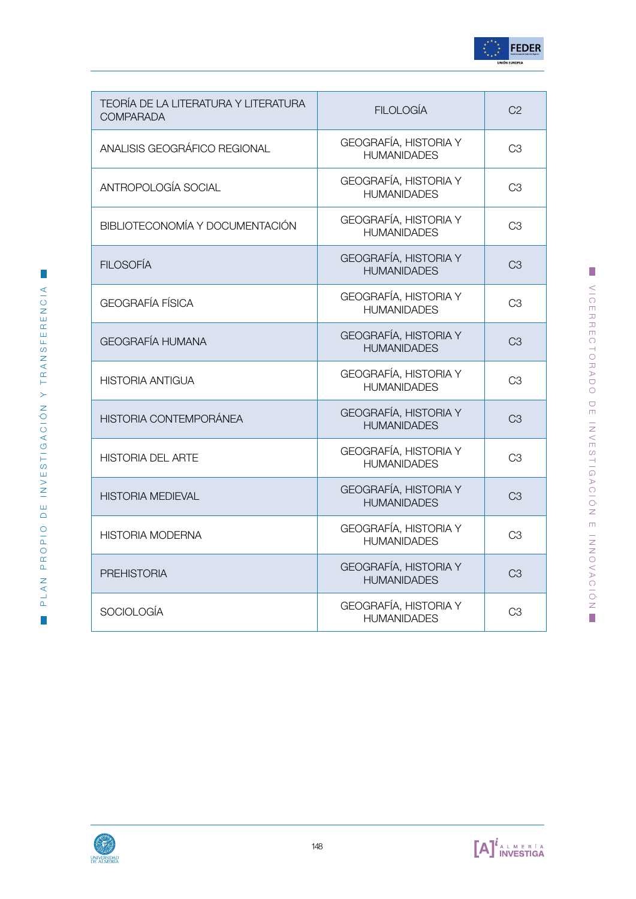| | | |
|---|---|---|
| TEORÍA DE LA LITERATURA Y LITERATURA COMPARADA | FILOLOGÍA | C2 |
| ANALISIS GEOGRÁFICO REGIONAL | GEOGRAFÍA, HISTORIA Y HUMANIDADES | C3 |
| ANTROPOLOGÍA SOCIAL | GEOGRAFÍA, HISTORIA Y HUMANIDADES | C3 |
| BIBLIOTECONOMÍA Y DOCUMENTACIÓN | GEOGRAFÍA, HISTORIA Y HUMANIDADES | C3 |
| FILOSOFÍA | GEOGRAFÍA, HISTORIA Y HUMANIDADES | C3 |
| GEOGRAFÍA FÍSICA | GEOGRAFÍA, HISTORIA Y HUMANIDADES | C3 |
| GEOGRAFÍA HUMANA | GEOGRAFÍA, HISTORIA Y HUMANIDADES | C3 |
| HISTORIA ANTIGUA | GEOGRAFÍA, HISTORIA Y HUMANIDADES | C3 |
| HISTORIA CONTEMPORÁNEA | GEOGRAFÍA, HISTORIA Y HUMANIDADES | C3 |
| HISTORIA DEL ARTE | GEOGRAFÍA, HISTORIA Y HUMANIDADES | C3 |
| HISTORIA MEDIEVAL | GEOGRAFÍA, HISTORIA Y HUMANIDADES | C3 |
| HISTORIA MODERNA | GEOGRAFÍA, HISTORIA Y HUMANIDADES | C3 |
| PREHISTORIA | GEOGRAFÍA, HISTORIA Y HUMANIDADES | C3 |
| SOCIOLOGÍA | GEOGRAFÍA, HISTORIA Y HUMANIDADES | C3 |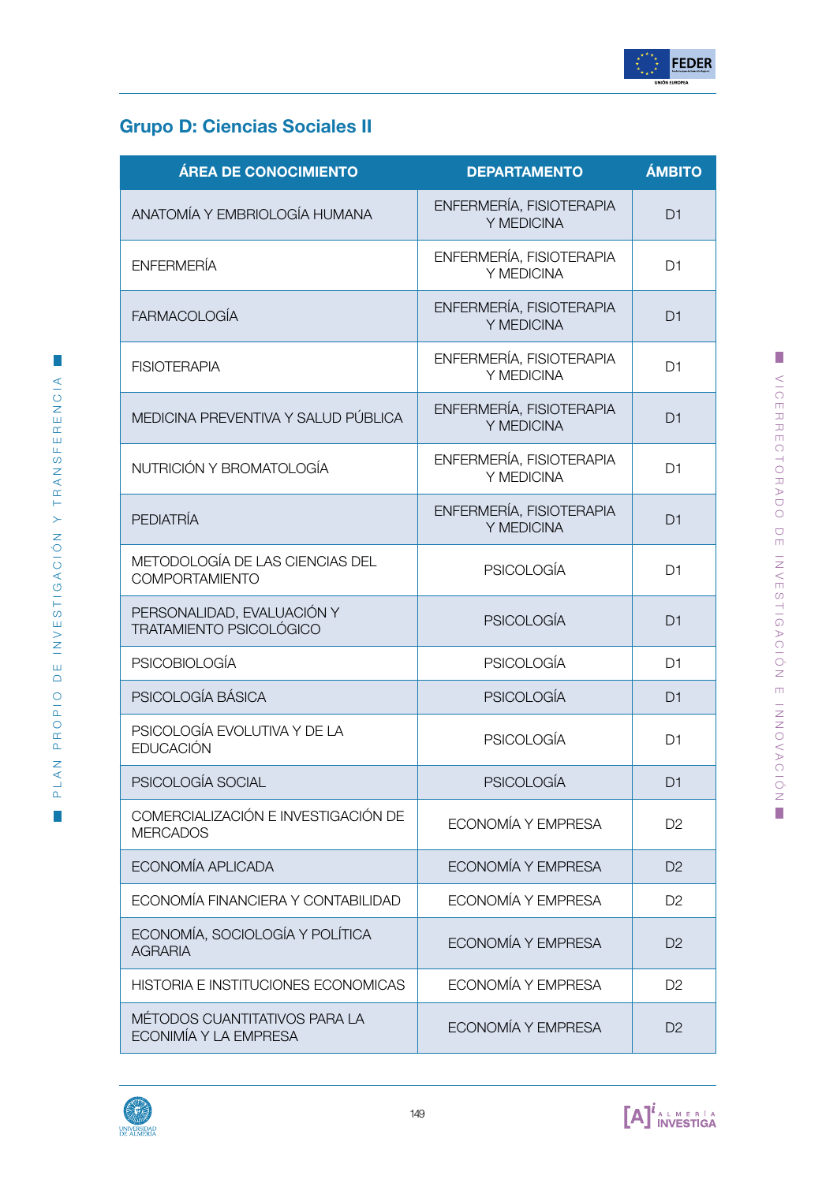## Grupo D: Ciencias Sociales II

| ÁREA DE CONOCIMIENTO | DEPARTAMENTO | ÁMBITO |
|---|---|---|
| ANATOMÍA Y EMBRIOLOGÍA HUMANA | ENFERMERÍA, FISIOTERAPIA Y MEDICINA | D1 |
| ENFERMERÍA | ENFERMERÍA, FISIOTERAPIA Y MEDICINA | D1 |
| FARMACOLOGÍA | ENFERMERÍA, FISIOTERAPIA Y MEDICINA | D1 |
| FISIOTERAPIA | ENFERMERÍA, FISIOTERAPIA Y MEDICINA | D1 |
| MEDICINA PREVENTIVA Y SALUD PÚBLICA | ENFERMERÍA, FISIOTERAPIA Y MEDICINA | D1 |
| NUTRICIÓN Y BROMATOLOGÍA | ENFERMERÍA, FISIOTERAPIA Y MEDICINA | D1 |
| PEDIATRÍA | ENFERMERÍA, FISIOTERAPIA Y MEDICINA | D1 |
| METODOLOGÍA DE LAS CIENCIAS DEL COMPORTAMIENTO | PSICOLOGÍA | D1 |
| PERSONALIDAD, EVALUACIÓN Y TRATAMIENTO PSICOLÓGICO | PSICOLOGÍA | D1 |
| PSICOBIOLOGÍA | PSICOLOGÍA | D1 |
| PSICOLOGÍA BÁSICA | PSICOLOGÍA | D1 |
| PSICOLOGÍA EVOLUTIVA Y DE LA EDUCACIÓN | PSICOLOGÍA | D1 |
| PSICOLOGÍA SOCIAL | PSICOLOGÍA | D1 |
| COMERCIALIZACIÓN E INVESTIGACIÓN DE MERCADOS | ECONOMÍA Y EMPRESA | D2 |
| ECONOMÍA APLICADA | ECONOMÍA Y EMPRESA | D2 |
| ECONOMÍA FINANCIERA Y CONTABILIDAD | ECONOMÍA Y EMPRESA | D2 |
| ECONOMÍA, SOCIOLOGÍA Y POLÍTICA AGRARIA | ECONOMÍA Y EMPRESA | D2 |
| HISTORIA E INSTITUCIONES ECONOMICAS | ECONOMÍA Y EMPRESA | D2 |
| MÉTODOS CUANTITATIVOS PARA LA ECONIMÍA Y LA EMPRESA | ECONOMÍA Y EMPRESA | D2 |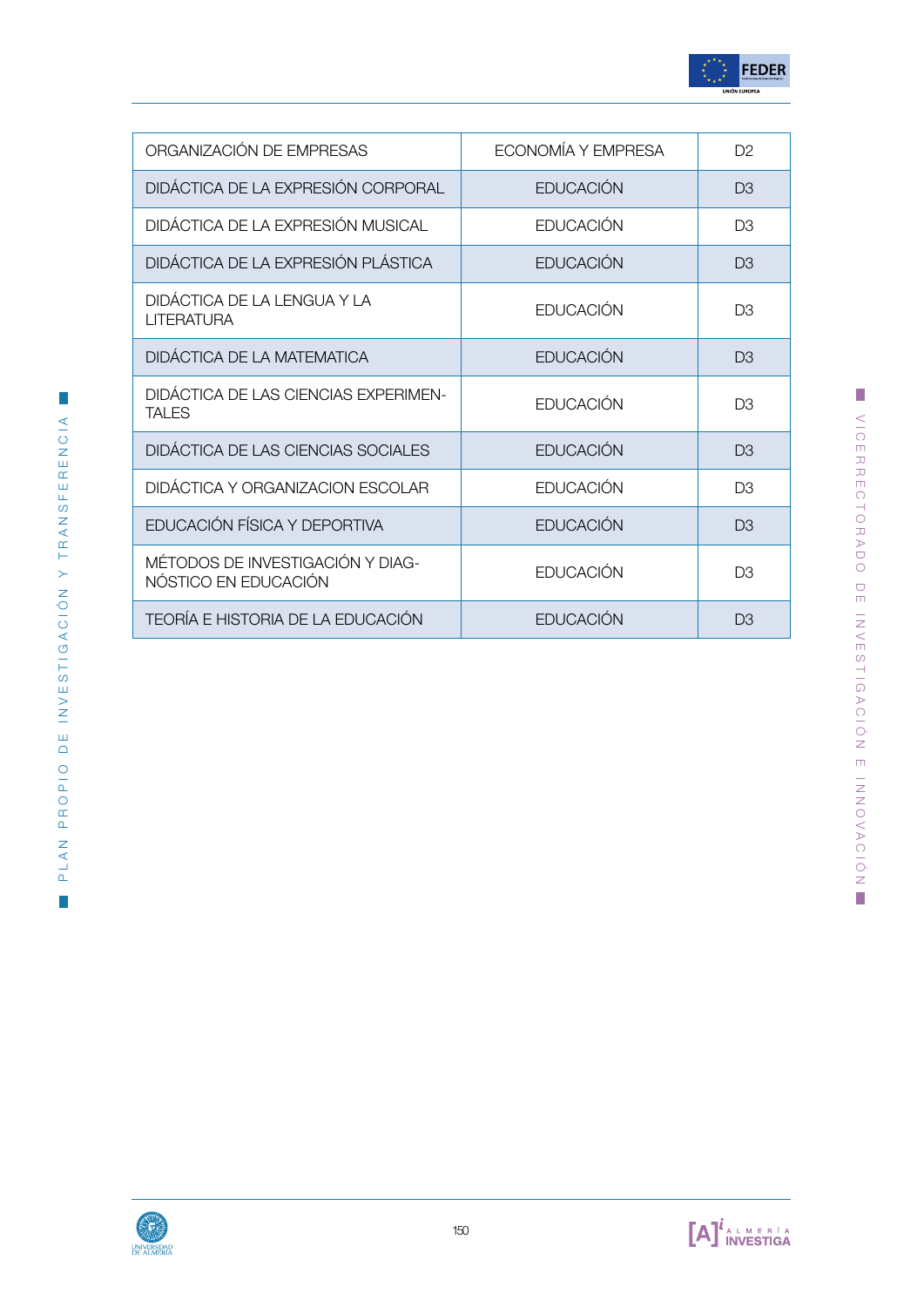| | | |
|---|---|---|
| ORGANIZACIÓN DE EMPRESAS | ECONOMÍA Y EMPRESA | D2 |
| DIDÁCTICA DE LA EXPRESIÓN CORPORAL | EDUCACIÓN | D3 |
| DIDÁCTICA DE LA EXPRESIÓN MUSICAL | EDUCACIÓN | D3 |
| DIDÁCTICA DE LA EXPRESIÓN PLÁSTICA | EDUCACIÓN | D3 |
| DIDÁCTICA DE LA LENGUA Y LA LITERATURA | EDUCACIÓN | D3 |
| DIDÁCTICA DE LA MATEMATICA | EDUCACIÓN | D3 |
| DIDÁCTICA DE LAS CIENCIAS EXPERIMENTALES | EDUCACIÓN | D3 |
| DIDÁCTICA DE LAS CIENCIAS SOCIALES | EDUCACIÓN | D3 |
| DIDÁCTICA Y ORGANIZACION ESCOLAR | EDUCACIÓN | D3 |
| EDUCACIÓN FÍSICA Y DEPORTIVA | EDUCACIÓN | D3 |
| MÉTODOS DE INVESTIGACIÓN Y DIAGNÓSTICO EN EDUCACIÓN | EDUCACIÓN | D3 |
| TEORÍA E HISTORIA DE LA EDUCACIÓN | EDUCACIÓN | D3 |